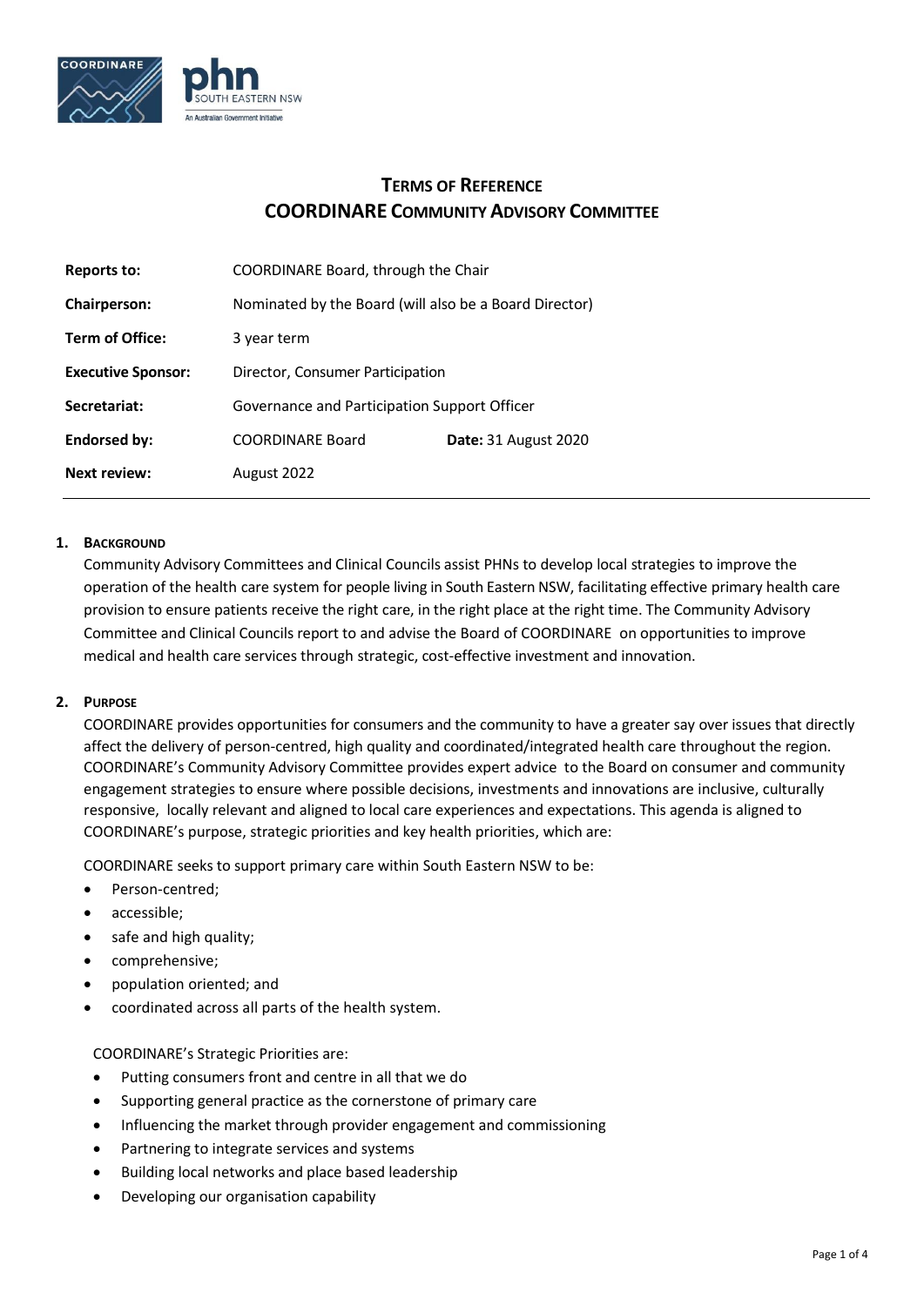# TERMS OF REFERENCE
# COORDINARE COMMUNITY ADVISORY COMMITTEE

| | | |
|---|---|---|
| **Reports to:** | COORDINARE Board, through the Chair | |
| **Chairperson:** | Nominated by the Board (will also be a Board Director) | |
| **Term of Office:** | 3 year term | |
| **Executive Sponsor:** | Director, Consumer Participation | |
| **Secretariat:** | Governance and Participation Support Officer | |
| **Endorsed by:** | COORDINARE Board | **Date:** 31 August 2020 |
| **Next review:** | August 2022 | |

## 1. BACKGROUND

Community Advisory Committees and Clinical Councils assist PHNs to develop local strategies to improve the operation of the health care system for people living in South Eastern NSW, facilitating effective primary health care provision to ensure patients receive the right care, in the right place at the right time. The Community Advisory Committee and Clinical Councils report to and advise the Board of COORDINARE on opportunities to improve medical and health care services through strategic, cost-effective investment and innovation.

## 2. PURPOSE

COORDINARE provides opportunities for consumers and the community to have a greater say over issues that directly affect the delivery of person-centred, high quality and coordinated/integrated health care throughout the region. COORDINARE's Community Advisory Committee provides expert advice to the Board on consumer and community engagement strategies to ensure where possible decisions, investments and innovations are inclusive, culturally responsive, locally relevant and aligned to local care experiences and expectations. This agenda is aligned to COORDINARE's purpose, strategic priorities and key health priorities, which are:

COORDINARE seeks to support primary care within South Eastern NSW to be:

- Person-centred;
- accessible;
- safe and high quality;
- comprehensive;
- population oriented; and
- coordinated across all parts of the health system.

COORDINARE's Strategic Priorities are:

- Putting consumers front and centre in all that we do
- Supporting general practice as the cornerstone of primary care
- Influencing the market through provider engagement and commissioning
- Partnering to integrate services and systems
- Building local networks and place based leadership
- Developing our organisation capability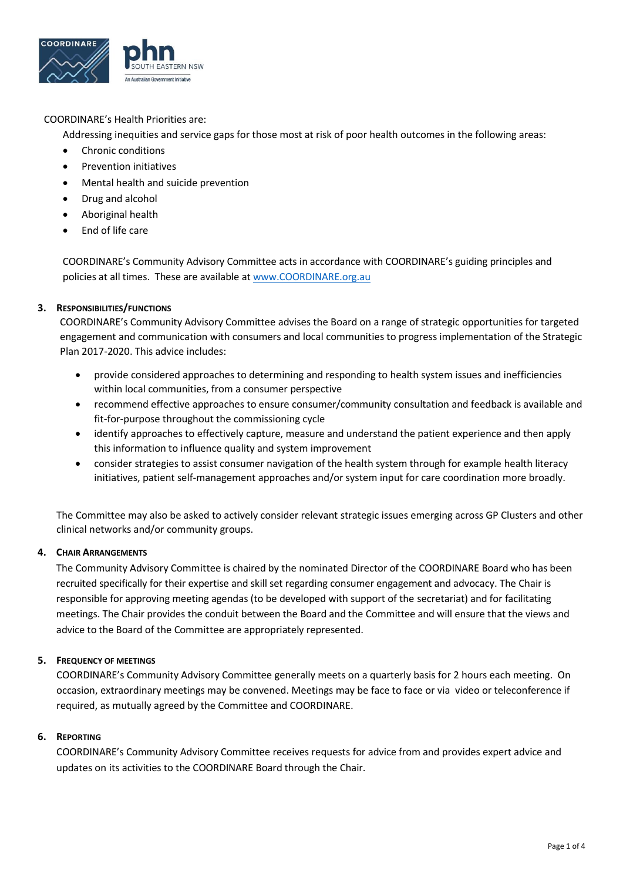COORDINARE's Health Priorities are:

Addressing inequities and service gaps for those most at risk of poor health outcomes in the following areas:

- Chronic conditions
- Prevention initiatives
- Mental health and suicide prevention
- Drug and alcohol
- Aboriginal health
- End of life care

COORDINARE's Community Advisory Committee acts in accordance with COORDINARE's guiding principles and policies at all times. These are available at www.COORDINARE.org.au

## 3. Responsibilities/Functions

COORDINARE's Community Advisory Committee advises the Board on a range of strategic opportunities for targeted engagement and communication with consumers and local communities to progress implementation of the Strategic Plan 2017-2020. This advice includes:

- provide considered approaches to determining and responding to health system issues and inefficiencies within local communities, from a consumer perspective
- recommend effective approaches to ensure consumer/community consultation and feedback is available and fit-for-purpose throughout the commissioning cycle
- identify approaches to effectively capture, measure and understand the patient experience and then apply this information to influence quality and system improvement
- consider strategies to assist consumer navigation of the health system through for example health literacy initiatives, patient self-management approaches and/or system input for care coordination more broadly.

The Committee may also be asked to actively consider relevant strategic issues emerging across GP Clusters and other clinical networks and/or community groups.

## 4. Chair Arrangements

The Community Advisory Committee is chaired by the nominated Director of the COORDINARE Board who has been recruited specifically for their expertise and skill set regarding consumer engagement and advocacy. The Chair is responsible for approving meeting agendas (to be developed with support of the secretariat) and for facilitating meetings. The Chair provides the conduit between the Board and the Committee and will ensure that the views and advice to the Board of the Committee are appropriately represented.

## 5. Frequency of Meetings

COORDINARE's Community Advisory Committee generally meets on a quarterly basis for 2 hours each meeting. On occasion, extraordinary meetings may be convened. Meetings may be face to face or via video or teleconference if required, as mutually agreed by the Committee and COORDINARE.

## 6. Reporting

COORDINARE's Community Advisory Committee receives requests for advice from and provides expert advice and updates on its activities to the COORDINARE Board through the Chair.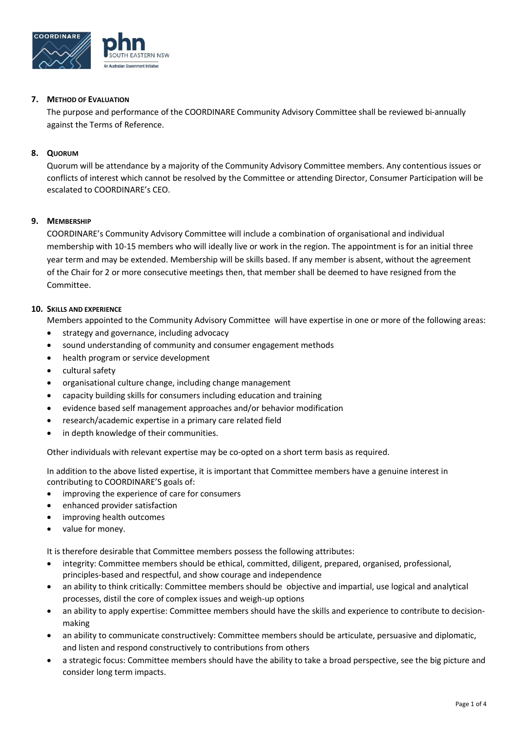## 7. Method of Evaluation

The purpose and performance of the COORDINARE Community Advisory Committee shall be reviewed bi-annually against the Terms of Reference.

## 8. Quorum

Quorum will be attendance by a majority of the Community Advisory Committee members. Any contentious issues or conflicts of interest which cannot be resolved by the Committee or attending Director, Consumer Participation will be escalated to COORDINARE's CEO.

## 9. Membership

COORDINARE's Community Advisory Committee will include a combination of organisational and individual membership with 10-15 members who will ideally live or work in the region. The appointment is for an initial three year term and may be extended. Membership will be skills based. If any member is absent, without the agreement of the Chair for 2 or more consecutive meetings then, that member shall be deemed to have resigned from the Committee.

## 10. Skills and experience

Members appointed to the Community Advisory Committee will have expertise in one or more of the following areas:

- strategy and governance, including advocacy
- sound understanding of community and consumer engagement methods
- health program or service development
- cultural safety
- organisational culture change, including change management
- capacity building skills for consumers including education and training
- evidence based self management approaches and/or behavior modification
- research/academic expertise in a primary care related field
- in depth knowledge of their communities.

Other individuals with relevant expertise may be co-opted on a short term basis as required.

In addition to the above listed expertise, it is important that Committee members have a genuine interest in contributing to COORDINARE'S goals of:

- improving the experience of care for consumers
- enhanced provider satisfaction
- improving health outcomes
- value for money.

It is therefore desirable that Committee members possess the following attributes:

- integrity: Committee members should be ethical, committed, diligent, prepared, organised, professional, principles-based and respectful, and show courage and independence
- an ability to think critically: Committee members should be objective and impartial, use logical and analytical processes, distil the core of complex issues and weigh-up options
- an ability to apply expertise: Committee members should have the skills and experience to contribute to decision-making
- an ability to communicate constructively: Committee members should be articulate, persuasive and diplomatic, and listen and respond constructively to contributions from others
- a strategic focus: Committee members should have the ability to take a broad perspective, see the big picture and consider long term impacts.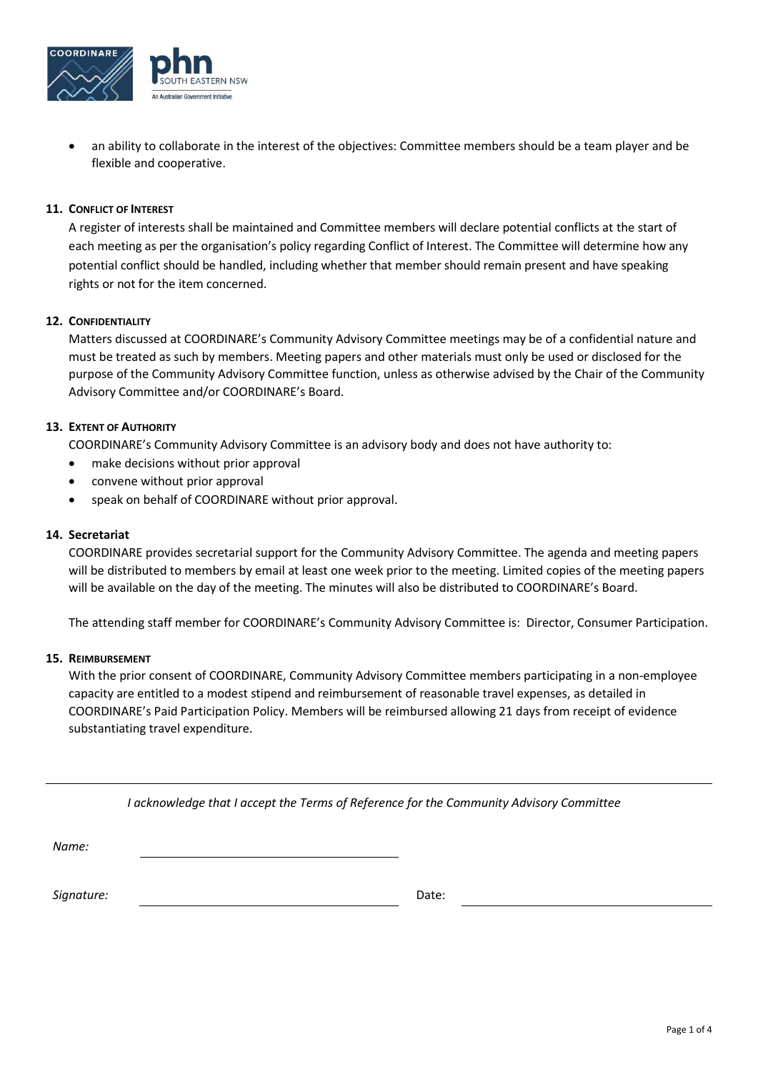- an ability to collaborate in the interest of the objectives: Committee members should be a team player and be flexible and cooperative.

### 11. Conflict of Interest

A register of interests shall be maintained and Committee members will declare potential conflicts at the start of each meeting as per the organisation's policy regarding Conflict of Interest. The Committee will determine how any potential conflict should be handled, including whether that member should remain present and have speaking rights or not for the item concerned.

### 12. Confidentiality

Matters discussed at COORDINARE's Community Advisory Committee meetings may be of a confidential nature and must be treated as such by members. Meeting papers and other materials must only be used or disclosed for the purpose of the Community Advisory Committee function, unless as otherwise advised by the Chair of the Community Advisory Committee and/or COORDINARE's Board.

### 13. Extent of Authority

COORDINARE's Community Advisory Committee is an advisory body and does not have authority to:

- make decisions without prior approval
- convene without prior approval
- speak on behalf of COORDINARE without prior approval.

### 14. Secretariat

COORDINARE provides secretarial support for the Community Advisory Committee. The agenda and meeting papers will be distributed to members by email at least one week prior to the meeting. Limited copies of the meeting papers will be available on the day of the meeting. The minutes will also be distributed to COORDINARE's Board.

The attending staff member for COORDINARE's Community Advisory Committee is: Director, Consumer Participation.

### 15. Reimbursement

With the prior consent of COORDINARE, Community Advisory Committee members participating in a non-employee capacity are entitled to a modest stipend and reimbursement of reasonable travel expenses, as detailed in COORDINARE's Paid Participation Policy. Members will be reimbursed allowing 21 days from receipt of evidence substantiating travel expenditure.

---

*I acknowledge that I accept the Terms of Reference for the Community Advisory Committee*

*Name:* \_\_\_\_\_\_\_\_\_\_\_\_\_\_\_\_\_\_\_\_\_\_\_\_\_\_\_\_\_\_

*Signature:* \_\_\_\_\_\_\_\_\_\_\_\_\_\_\_\_\_\_\_\_\_\_\_\_\_\_\_\_\_\_ Date: \_\_\_\_\_\_\_\_\_\_\_\_\_\_\_\_\_\_\_\_\_\_\_\_\_\_\_\_\_\_